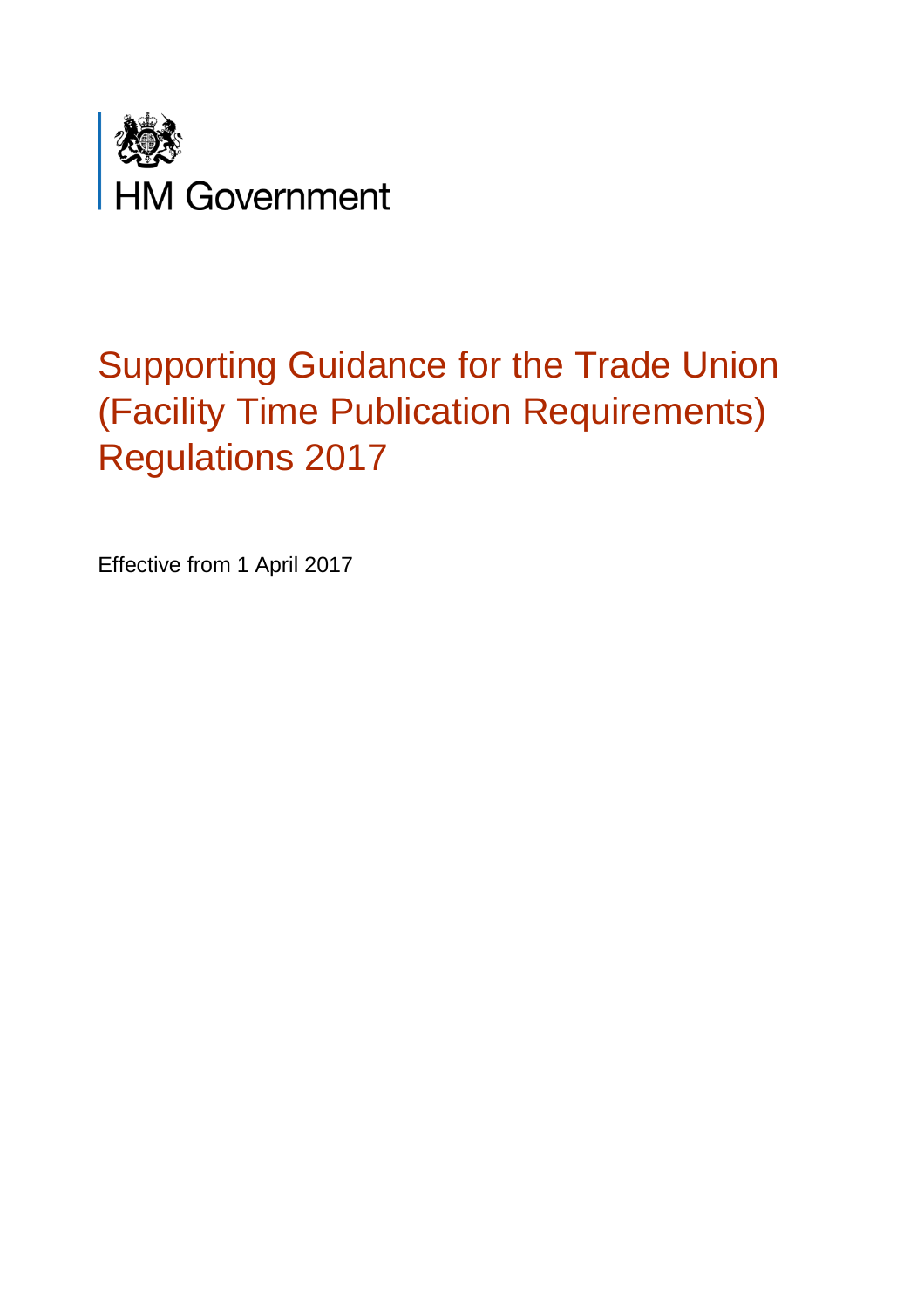HM Government

# Supporting Guidance for the Trade Union (Facility Time Publication Requirements) Regulations 2017

Effective from 1 April 2017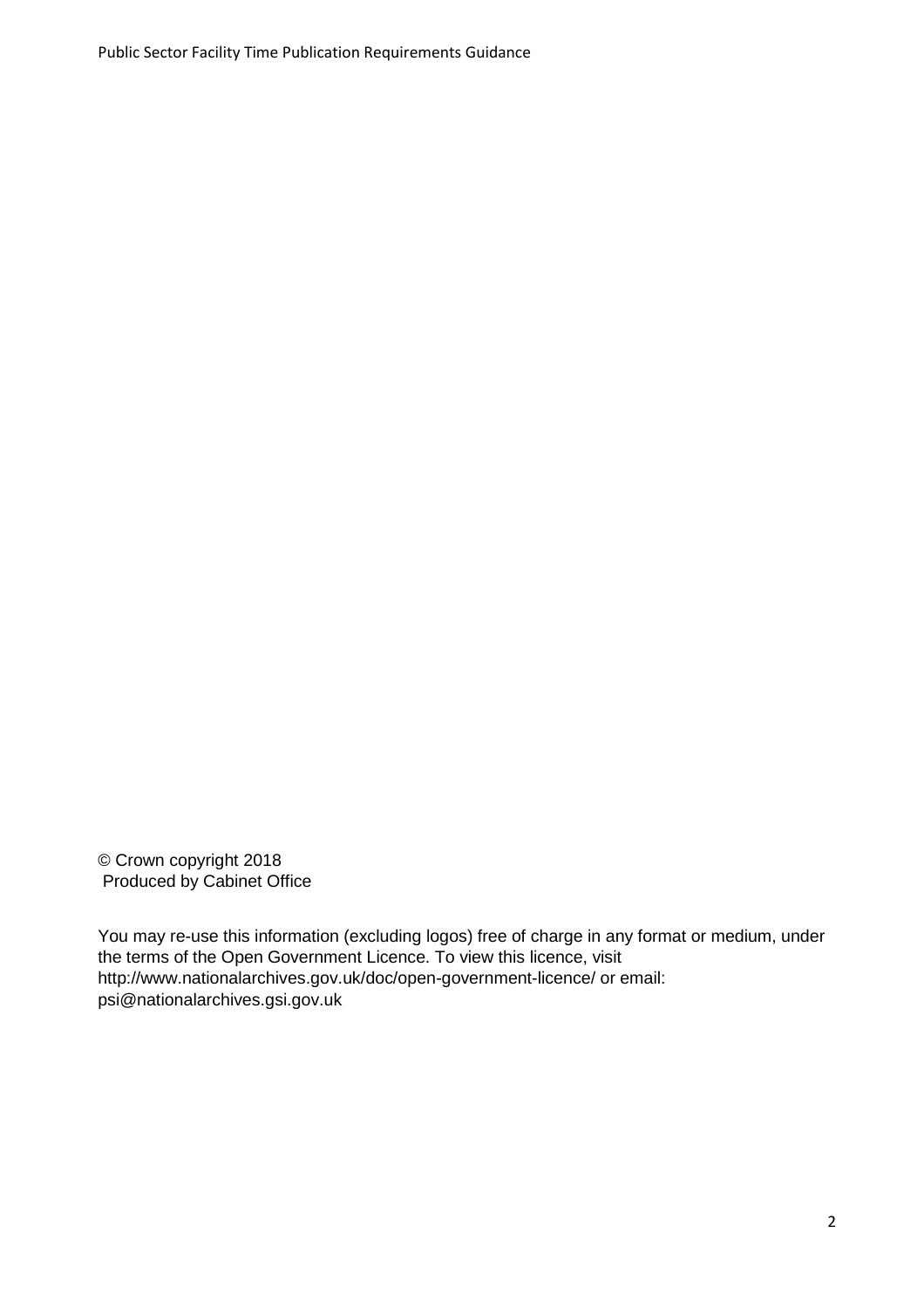© Crown copyright 2018
Produced by Cabinet Office

You may re-use this information (excluding logos) free of charge in any format or medium, under the terms of the Open Government Licence. To view this licence, visit http://www.nationalarchives.gov.uk/doc/open-government-licence/ or email: psi@nationalarchives.gsi.gov.uk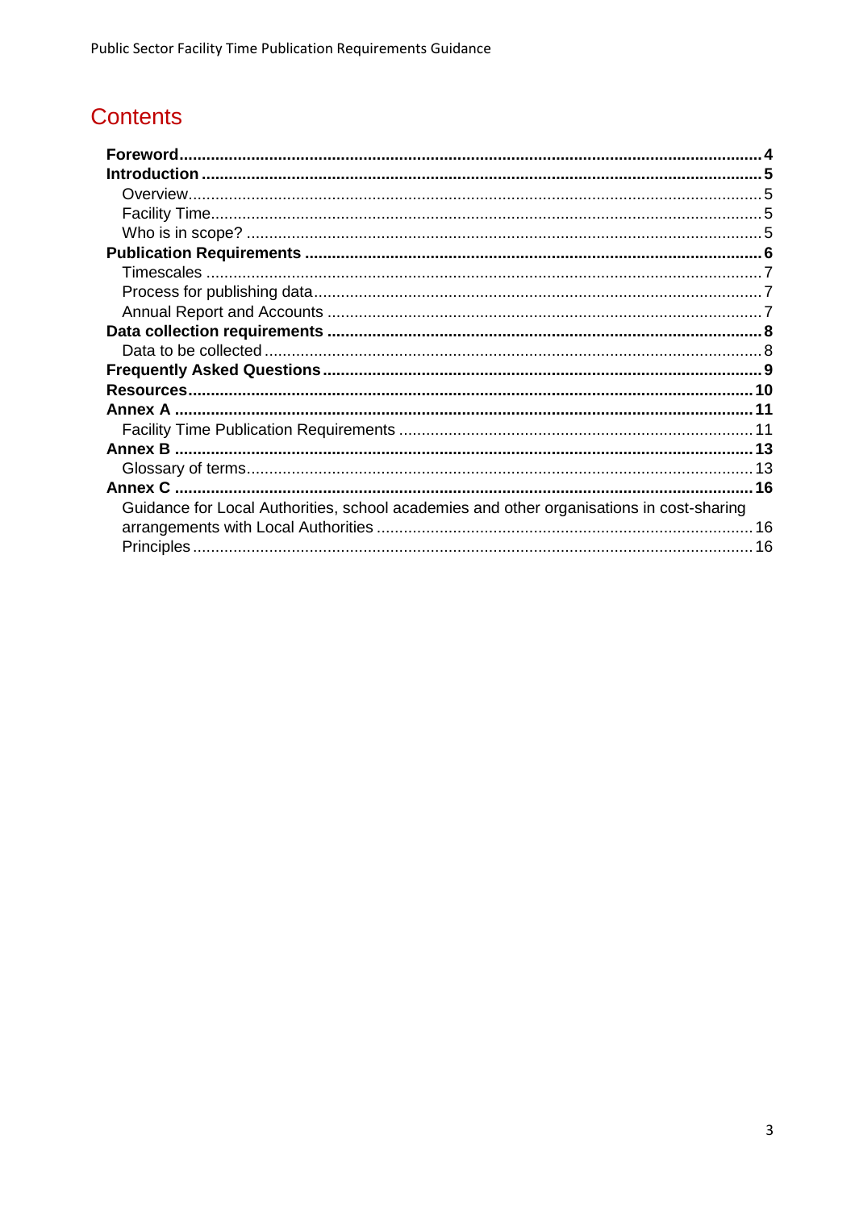# Contents

**Foreword** ........ 4
**Introduction** ........ 5
- Overview ........ 5
- Facility Time ........ 5
- Who is in scope? ........ 5

**Publication Requirements** ........ 6
- Timescales ........ 7
- Process for publishing data ........ 7
- Annual Report and Accounts ........ 7

**Data collection requirements** ........ 8
- Data to be collected ........ 8

**Frequently Asked Questions** ........ 9
**Resources** ........ 10
**Annex A** ........ 11
- Facility Time Publication Requirements ........ 11

**Annex B** ........ 13
- Glossary of terms ........ 13

**Annex C** ........ 16
- Guidance for Local Authorities, school academies and other organisations in cost-sharing arrangements with Local Authorities ........ 16
- Principles ........ 16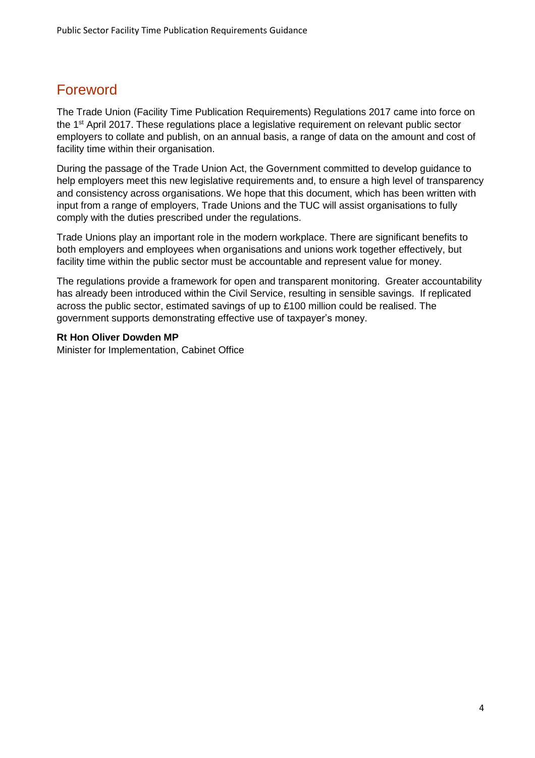## Foreword

The Trade Union (Facility Time Publication Requirements) Regulations 2017 came into force on the 1st April 2017. These regulations place a legislative requirement on relevant public sector employers to collate and publish, on an annual basis, a range of data on the amount and cost of facility time within their organisation.

During the passage of the Trade Union Act, the Government committed to develop guidance to help employers meet this new legislative requirements and, to ensure a high level of transparency and consistency across organisations. We hope that this document, which has been written with input from a range of employers, Trade Unions and the TUC will assist organisations to fully comply with the duties prescribed under the regulations.

Trade Unions play an important role in the modern workplace. There are significant benefits to both employers and employees when organisations and unions work together effectively, but facility time within the public sector must be accountable and represent value for money.

The regulations provide a framework for open and transparent monitoring. Greater accountability has already been introduced within the Civil Service, resulting in sensible savings. If replicated across the public sector, estimated savings of up to £100 million could be realised. The government supports demonstrating effective use of taxpayer's money.

**Rt Hon Oliver Dowden MP**
Minister for Implementation, Cabinet Office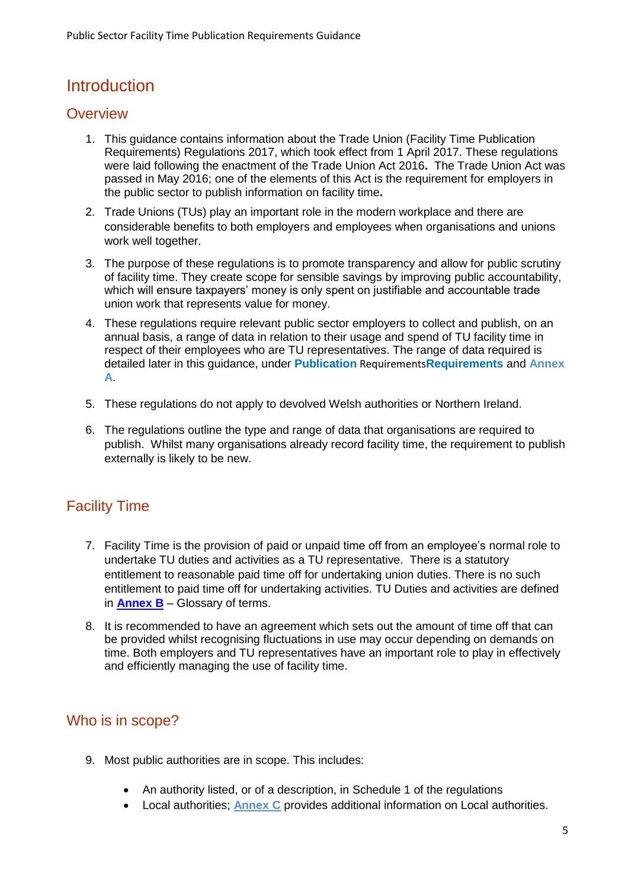# Introduction

## Overview

1. This guidance contains information about the Trade Union (Facility Time Publication Requirements) Regulations 2017, which took effect from 1 April 2017. These regulations were laid following the enactment of the Trade Union Act 2016**.** The Trade Union Act was passed in May 2016; one of the elements of this Act is the requirement for employers in the public sector to publish information on facility time**.**

2. Trade Unions (TUs) play an important role in the modern workplace and there are considerable benefits to both employers and employees when organisations and unions work well together.

3. The purpose of these regulations is to promote transparency and allow for public scrutiny of facility time. They create scope for sensible savings by improving public accountability, which will ensure taxpayers' money is only spent on justifiable and accountable trade union work that represents value for money.

4. These regulations require relevant public sector employers to collect and publish, on an annual basis, a range of data in relation to their usage and spend of TU facility time in respect of their employees who are TU representatives. The range of data required is detailed later in this guidance, under **Publication** Requirements**Requirements** and **Annex A**.

5. These regulations do not apply to devolved Welsh authorities or Northern Ireland.

6. The regulations outline the type and range of data that organisations are required to publish. Whilst many organisations already record facility time, the requirement to publish externally is likely to be new.

## Facility Time

7. Facility Time is the provision of paid or unpaid time off from an employee's normal role to undertake TU duties and activities as a TU representative. There is a statutory entitlement to reasonable paid time off for undertaking union duties. There is no such entitlement to paid time off for undertaking activities. TU Duties and activities are defined in **Annex B** – Glossary of terms.

8. It is recommended to have an agreement which sets out the amount of time off that can be provided whilst recognising fluctuations in use may occur depending on demands on time. Both employers and TU representatives have an important role to play in effectively and efficiently managing the use of facility time.

## Who is in scope?

9. Most public authorities are in scope. This includes:

   - An authority listed, or of a description, in Schedule 1 of the regulations
   - Local authorities; **Annex C** provides additional information on Local authorities.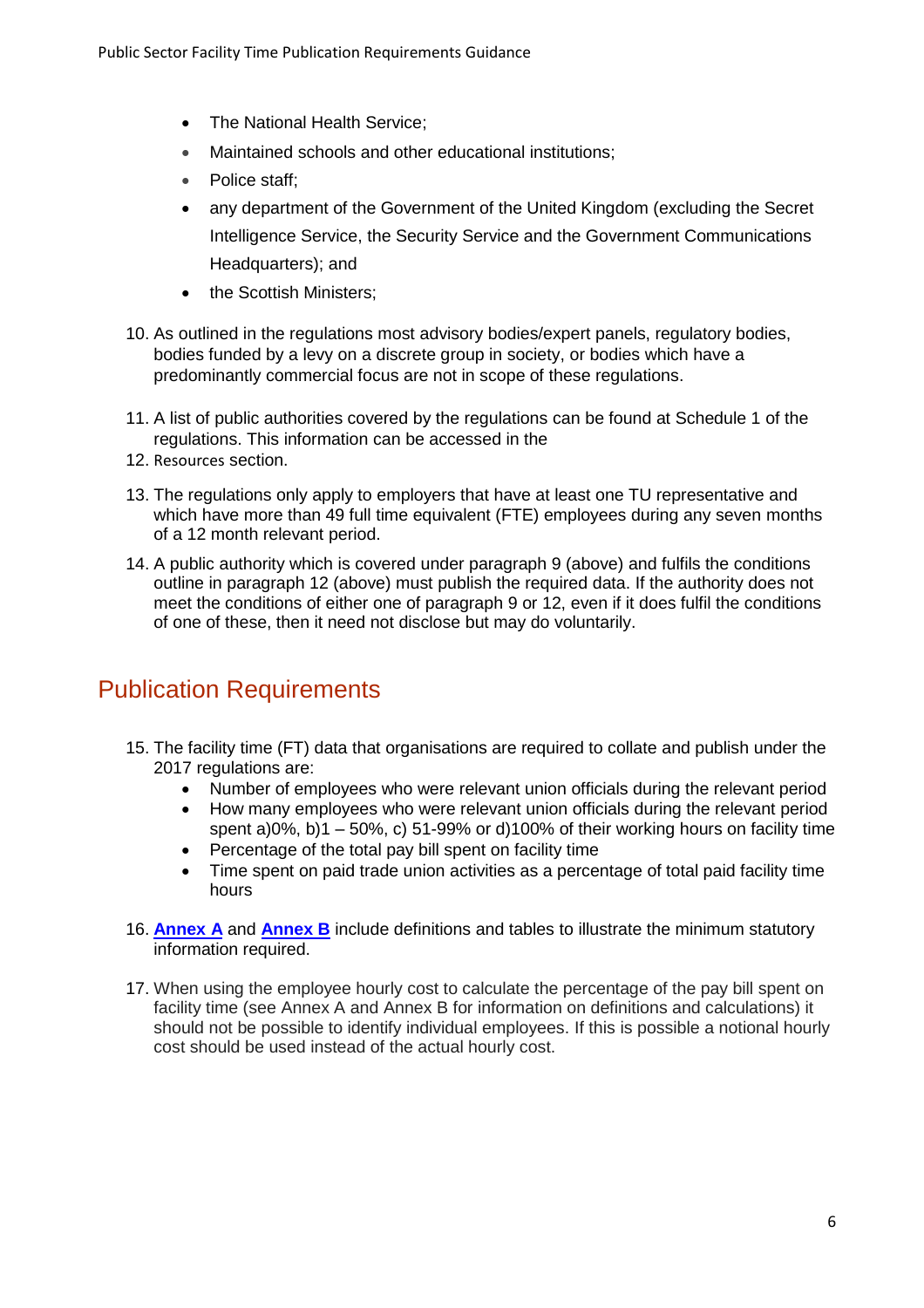- The National Health Service;
- Maintained schools and other educational institutions;
- Police staff;
- any department of the Government of the United Kingdom (excluding the Secret Intelligence Service, the Security Service and the Government Communications Headquarters); and
- the Scottish Ministers;

10. As outlined in the regulations most advisory bodies/expert panels, regulatory bodies, bodies funded by a levy on a discrete group in society, or bodies which have a predominantly commercial focus are not in scope of these regulations.

11. A list of public authorities covered by the regulations can be found at Schedule 1 of the regulations. This information can be accessed in the
12. Resources section.

13. The regulations only apply to employers that have at least one TU representative and which have more than 49 full time equivalent (FTE) employees during any seven months of a 12 month relevant period.

14. A public authority which is covered under paragraph 9 (above) and fulfils the conditions outline in paragraph 12 (above) must publish the required data. If the authority does not meet the conditions of either one of paragraph 9 or 12, even if it does fulfil the conditions of one of these, then it need not disclose but may do voluntarily.

## Publication Requirements

15. The facility time (FT) data that organisations are required to collate and publish under the 2017 regulations are:
    - Number of employees who were relevant union officials during the relevant period
    - How many employees who were relevant union officials during the relevant period spent a)0%, b)1 – 50%, c) 51-99% or d)100% of their working hours on facility time
    - Percentage of the total pay bill spent on facility time
    - Time spent on paid trade union activities as a percentage of total paid facility time hours

16. **Annex A** and **Annex B** include definitions and tables to illustrate the minimum statutory information required.

17. When using the employee hourly cost to calculate the percentage of the pay bill spent on facility time (see Annex A and Annex B for information on definitions and calculations) it should not be possible to identify individual employees. If this is possible a notional hourly cost should be used instead of the actual hourly cost.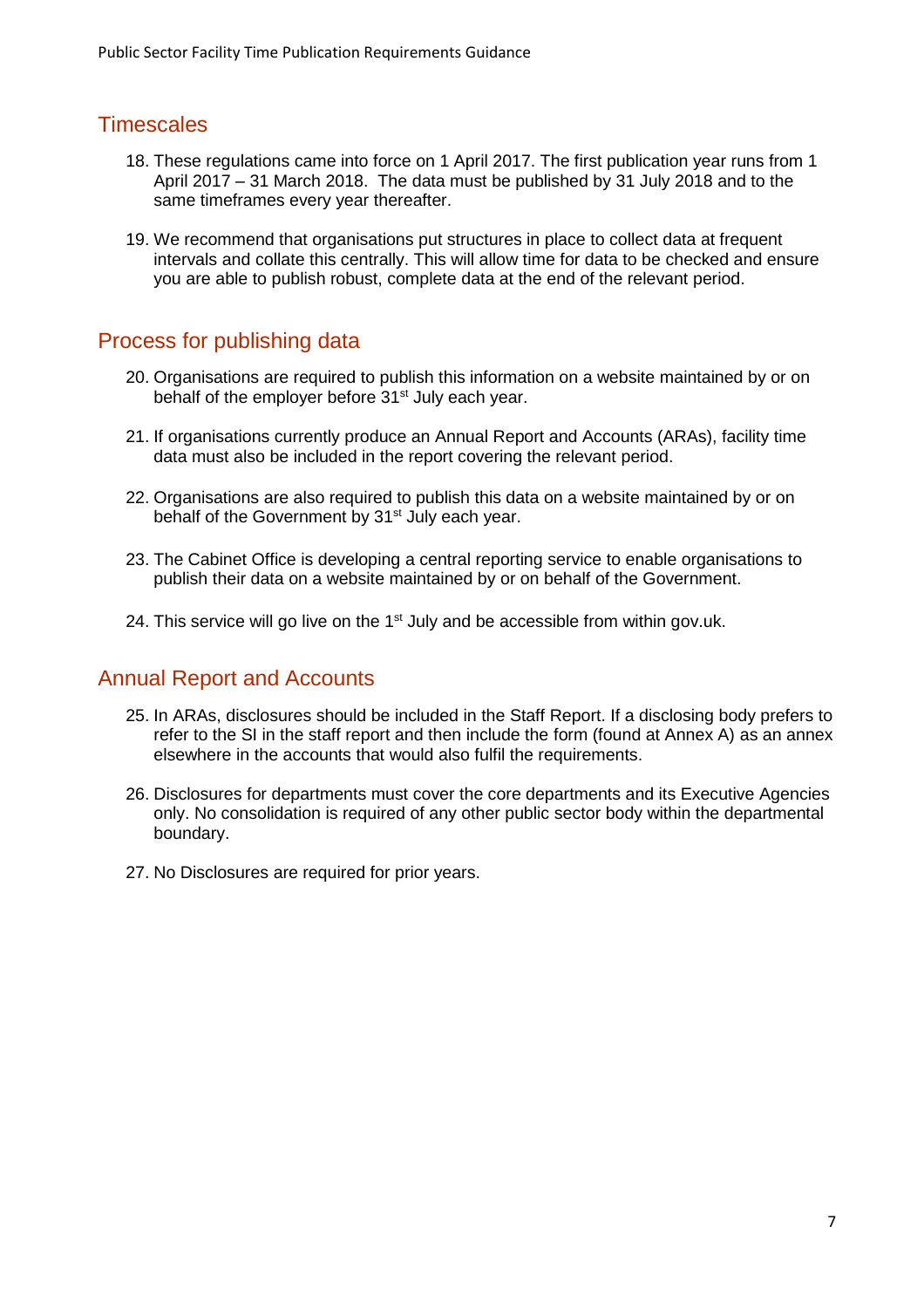## Timescales

18. These regulations came into force on 1 April 2017. The first publication year runs from 1 April 2017 – 31 March 2018. The data must be published by 31 July 2018 and to the same timeframes every year thereafter.

19. We recommend that organisations put structures in place to collect data at frequent intervals and collate this centrally. This will allow time for data to be checked and ensure you are able to publish robust, complete data at the end of the relevant period.

## Process for publishing data

20. Organisations are required to publish this information on a website maintained by or on behalf of the employer before 31st July each year.

21. If organisations currently produce an Annual Report and Accounts (ARAs), facility time data must also be included in the report covering the relevant period.

22. Organisations are also required to publish this data on a website maintained by or on behalf of the Government by 31st July each year.

23. The Cabinet Office is developing a central reporting service to enable organisations to publish their data on a website maintained by or on behalf of the Government.

24. This service will go live on the 1st July and be accessible from within gov.uk.

## Annual Report and Accounts

25. In ARAs, disclosures should be included in the Staff Report. If a disclosing body prefers to refer to the SI in the staff report and then include the form (found at Annex A) as an annex elsewhere in the accounts that would also fulfil the requirements.

26. Disclosures for departments must cover the core departments and its Executive Agencies only. No consolidation is required of any other public sector body within the departmental boundary.

27. No Disclosures are required for prior years.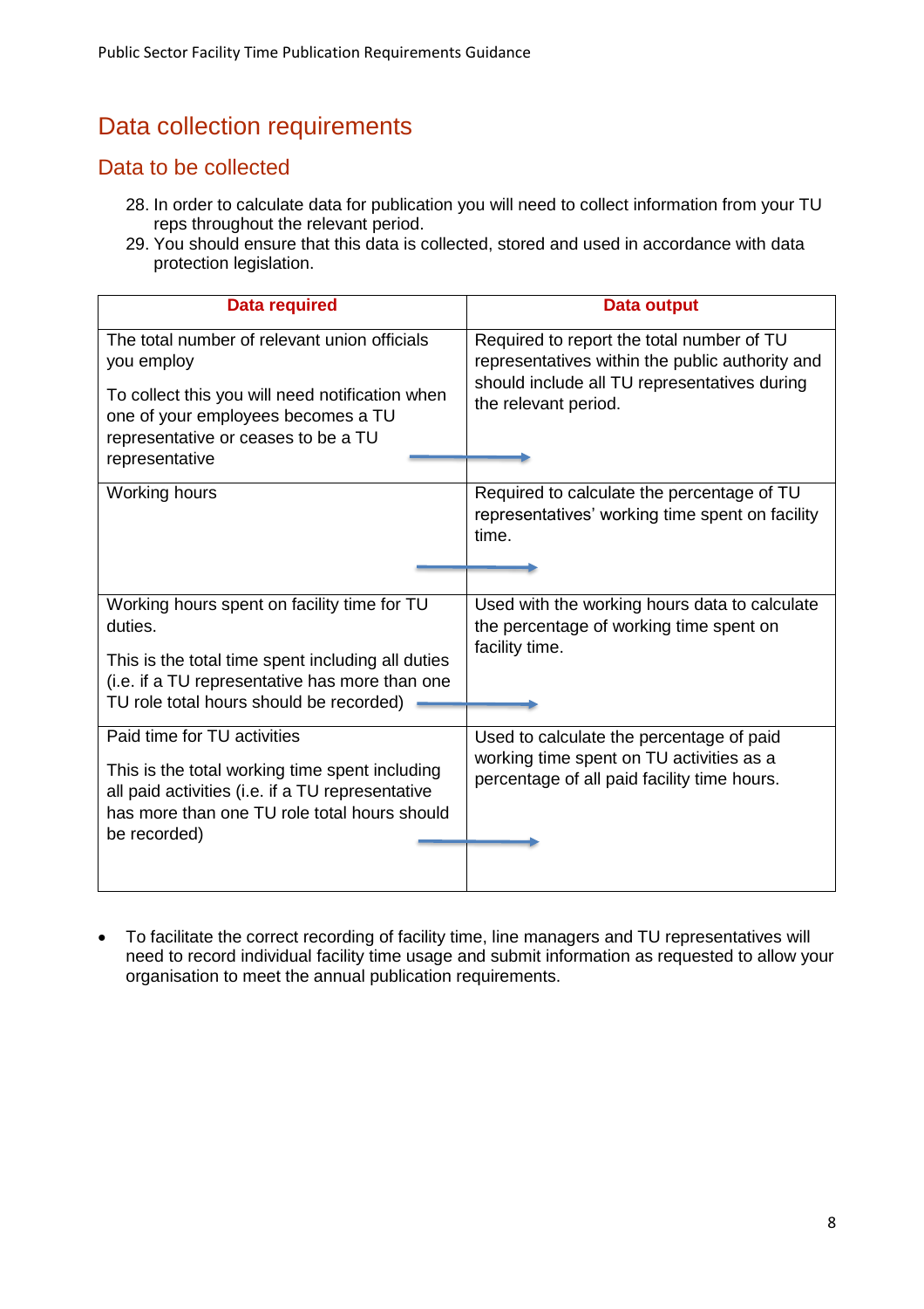# Data collection requirements

## Data to be collected

28. In order to calculate data for publication you will need to collect information from your TU reps throughout the relevant period.
29. You should ensure that this data is collected, stored and used in accordance with data protection legislation.

| Data required | Data output |
|---|---|
| The total number of relevant union officials you employ<br><br>To collect this you will need notification when one of your employees becomes a TU representative or ceases to be a TU representative | Required to report the total number of TU representatives within the public authority and should include all TU representatives during the relevant period. |
| Working hours | Required to calculate the percentage of TU representatives' working time spent on facility time. |
| Working hours spent on facility time for TU duties.<br><br>This is the total time spent including all duties (i.e. if a TU representative has more than one TU role total hours should be recorded) | Used with the working hours data to calculate the percentage of working time spent on facility time. |
| Paid time for TU activities<br><br>This is the total working time spent including all paid activities (i.e. if a TU representative has more than one TU role total hours should be recorded) | Used to calculate the percentage of paid working time spent on TU activities as a percentage of all paid facility time hours. |

- To facilitate the correct recording of facility time, line managers and TU representatives will need to record individual facility time usage and submit information as requested to allow your organisation to meet the annual publication requirements.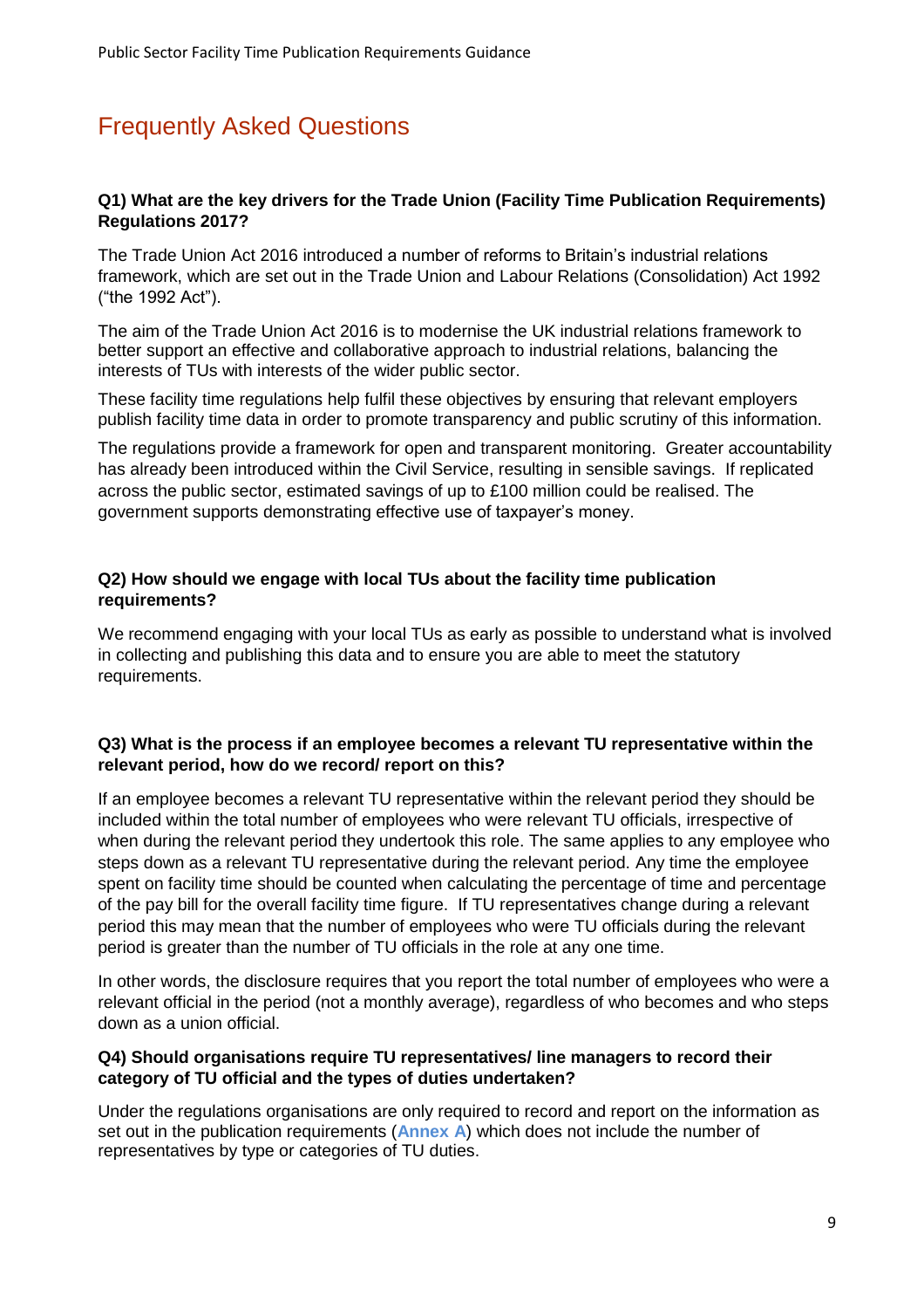## Frequently Asked Questions

**Q1) What are the key drivers for the Trade Union (Facility Time Publication Requirements) Regulations 2017?**

The Trade Union Act 2016 introduced a number of reforms to Britain's industrial relations framework, which are set out in the Trade Union and Labour Relations (Consolidation) Act 1992 ("the 1992 Act").

The aim of the Trade Union Act 2016 is to modernise the UK industrial relations framework to better support an effective and collaborative approach to industrial relations, balancing the interests of TUs with interests of the wider public sector.

These facility time regulations help fulfil these objectives by ensuring that relevant employers publish facility time data in order to promote transparency and public scrutiny of this information.

The regulations provide a framework for open and transparent monitoring. Greater accountability has already been introduced within the Civil Service, resulting in sensible savings. If replicated across the public sector, estimated savings of up to £100 million could be realised. The government supports demonstrating effective use of taxpayer's money.

**Q2) How should we engage with local TUs about the facility time publication requirements?**

We recommend engaging with your local TUs as early as possible to understand what is involved in collecting and publishing this data and to ensure you are able to meet the statutory requirements.

**Q3) What is the process if an employee becomes a relevant TU representative within the relevant period, how do we record/ report on this?**

If an employee becomes a relevant TU representative within the relevant period they should be included within the total number of employees who were relevant TU officials, irrespective of when during the relevant period they undertook this role. The same applies to any employee who steps down as a relevant TU representative during the relevant period. Any time the employee spent on facility time should be counted when calculating the percentage of time and percentage of the pay bill for the overall facility time figure. If TU representatives change during a relevant period this may mean that the number of employees who were TU officials during the relevant period is greater than the number of TU officials in the role at any one time.

In other words, the disclosure requires that you report the total number of employees who were a relevant official in the period (not a monthly average), regardless of who becomes and who steps down as a union official.

**Q4) Should organisations require TU representatives/ line managers to record their category of TU official and the types of duties undertaken?**

Under the regulations organisations are only required to record and report on the information as set out in the publication requirements (**Annex A**) which does not include the number of representatives by type or categories of TU duties.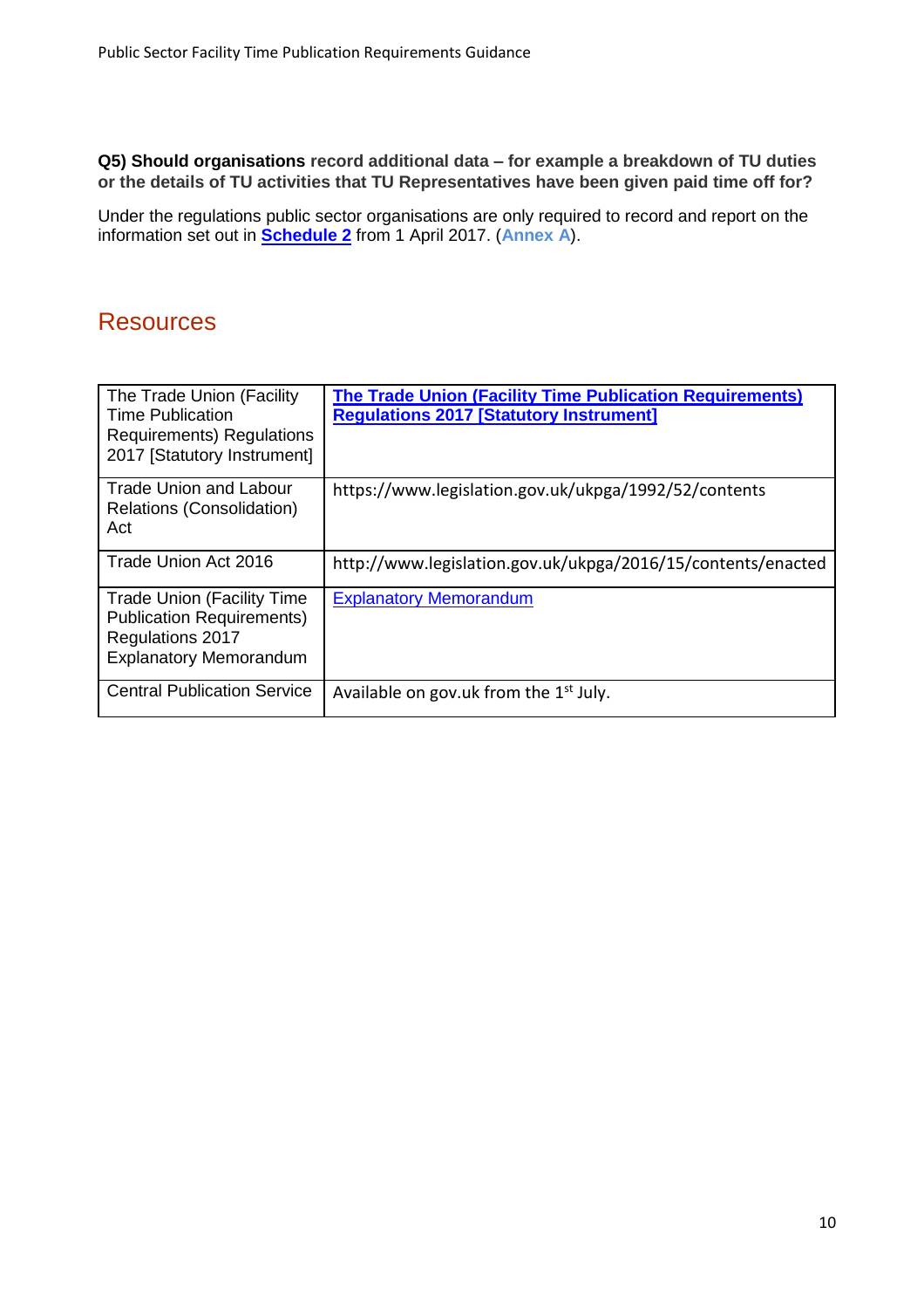**Q5) Should organisations record additional data – for example a breakdown of TU duties or the details of TU activities that TU Representatives have been given paid time off for?**

Under the regulations public sector organisations are only required to record and report on the information set out in **Schedule 2** from 1 April 2017. (**Annex A**).

## Resources

| | |
|---|---|
| The Trade Union (Facility Time Publication Requirements) Regulations 2017 [Statutory Instrument] | **The Trade Union (Facility Time Publication Requirements) Regulations 2017 [Statutory Instrument]** |
| Trade Union and Labour Relations (Consolidation) Act | https://www.legislation.gov.uk/ukpga/1992/52/contents |
| Trade Union Act 2016 | http://www.legislation.gov.uk/ukpga/2016/15/contents/enacted |
| Trade Union (Facility Time Publication Requirements) Regulations 2017 Explanatory Memorandum | Explanatory Memorandum |
| Central Publication Service | Available on gov.uk from the 1st July. |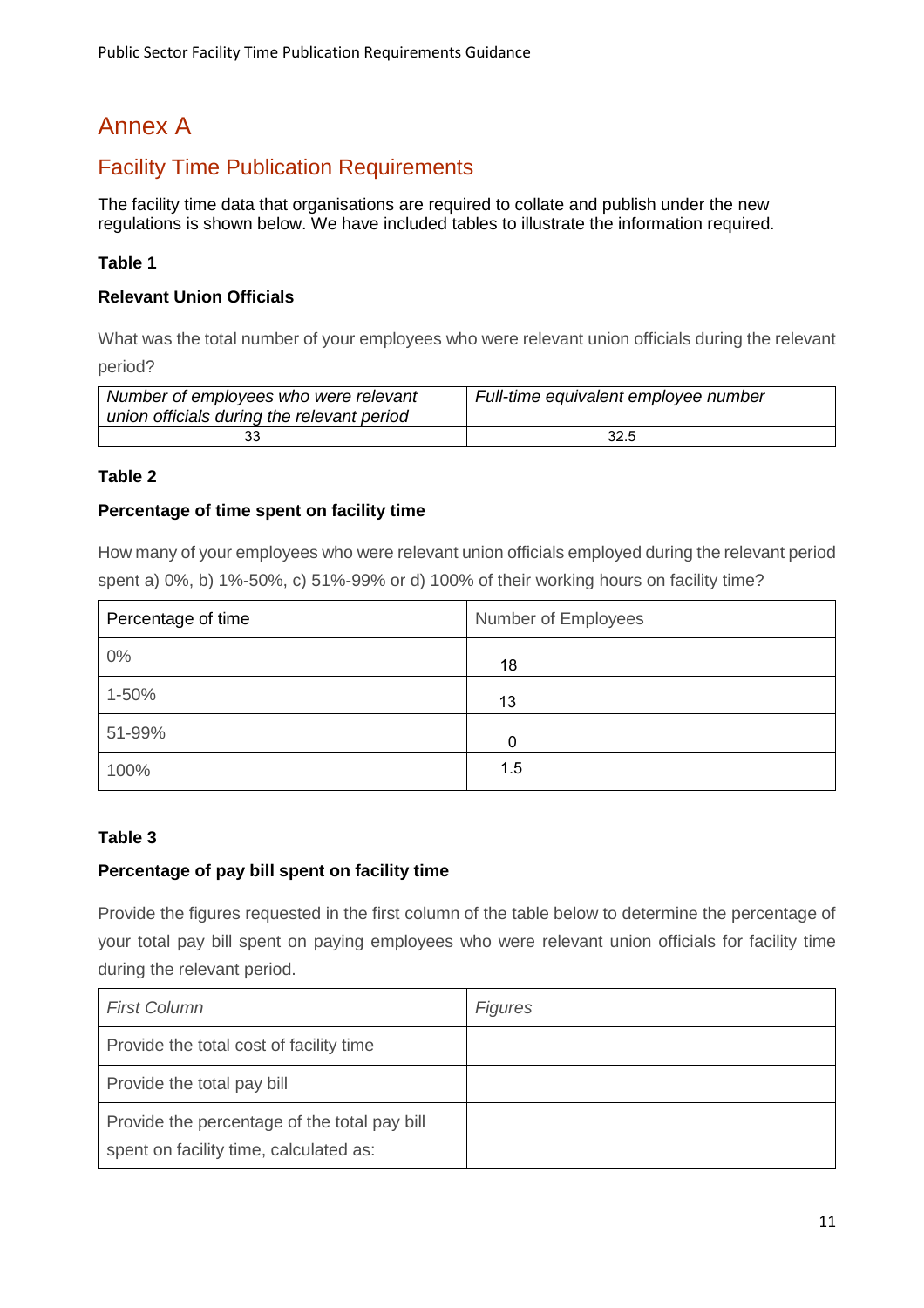# Annex A

## Facility Time Publication Requirements

The facility time data that organisations are required to collate and publish under the new regulations is shown below. We have included tables to illustrate the information required.

**Table 1**

**Relevant Union Officials**

What was the total number of your employees who were relevant union officials during the relevant period?

| *Number of employees who were relevant union officials during the relevant period* | *Full-time equivalent employee number* |
| --- | --- |
| 33 | 32.5 |

**Table 2**

**Percentage of time spent on facility time**

How many of your employees who were relevant union officials employed during the relevant period spent a) 0%, b) 1%-50%, c) 51%-99% or d) 100% of their working hours on facility time?

| Percentage of time | Number of Employees |
| --- | --- |
| 0% | 18 |
| 1-50% | 13 |
| 51-99% | 0 |
| 100% | 1.5 |

**Table 3**

**Percentage of pay bill spent on facility time**

Provide the figures requested in the first column of the table below to determine the percentage of your total pay bill spent on paying employees who were relevant union officials for facility time during the relevant period.

| *First Column* | *Figures* |
| --- | --- |
| Provide the total cost of facility time | |
| Provide the total pay bill | |
| Provide the percentage of the total pay bill spent on facility time, calculated as: | |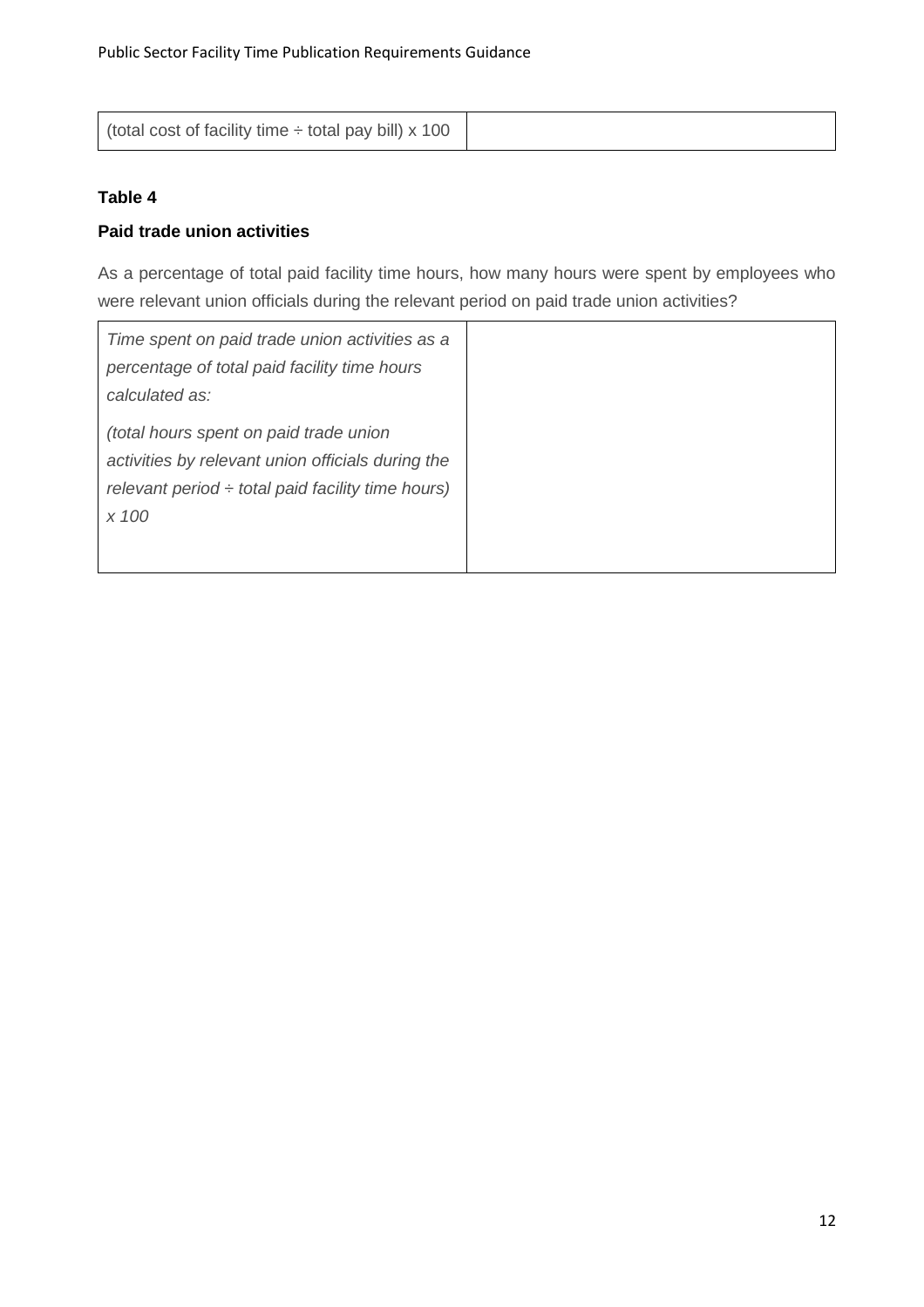| (total cost of facility time ÷ total pay bill) x 100 | |
|---|---|

**Table 4**

**Paid trade union activities**

As a percentage of total paid facility time hours, how many hours were spent by employees who were relevant union officials during the relevant period on paid trade union activities?

| *Time spent on paid trade union activities as a percentage of total paid facility time hours calculated as:* *(total hours spent on paid trade union activities by relevant union officials during the relevant period ÷ total paid facility time hours) x 100* | |
|---|---|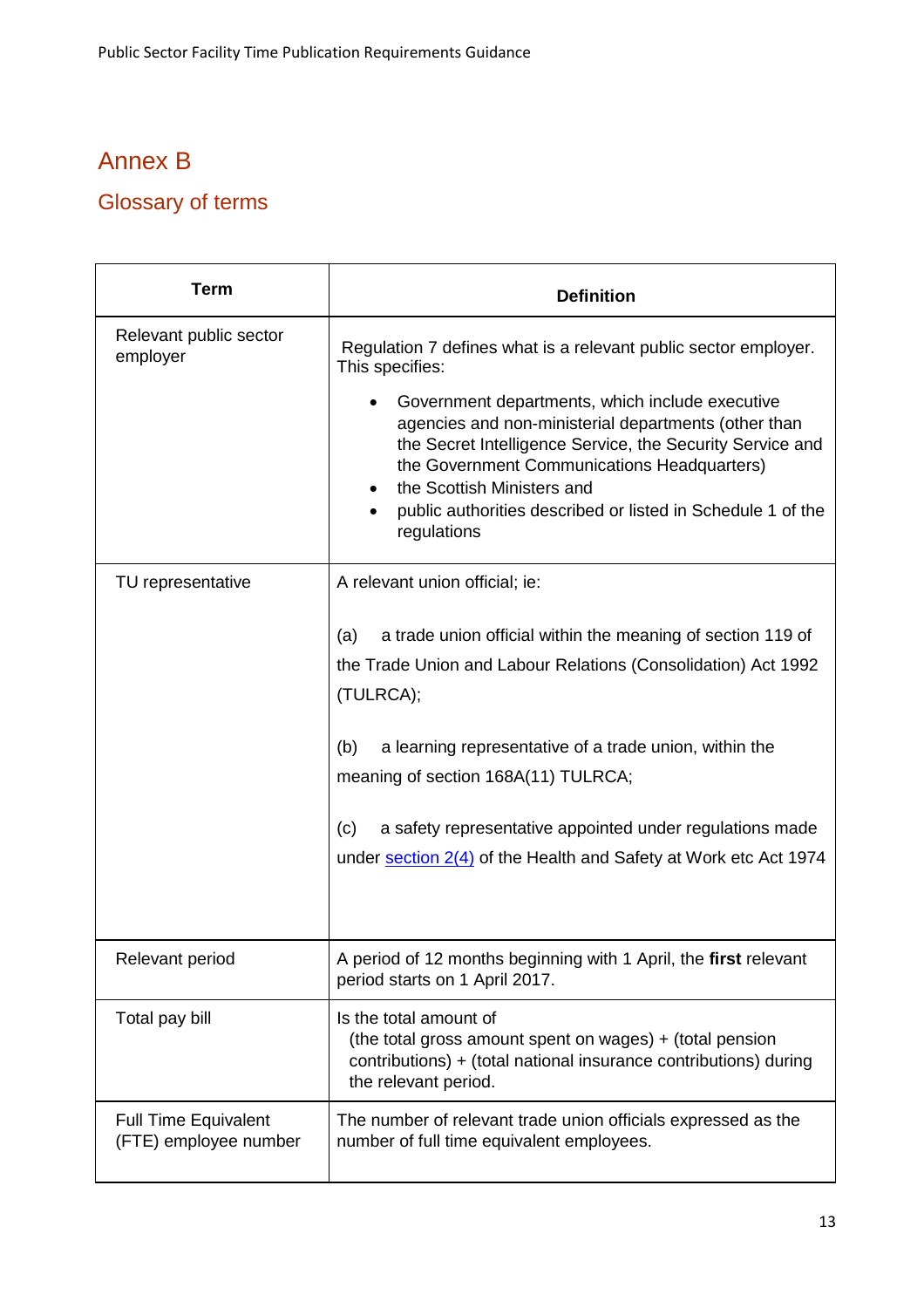# Annex B

## Glossary of terms

| Term | Definition |
|---|---|
| Relevant public sector employer | Regulation 7 defines what is a relevant public sector employer. This specifies: <ul><li>Government departments, which include executive agencies and non-ministerial departments (other than the Secret Intelligence Service, the Security Service and the Government Communications Headquarters)</li><li>the Scottish Ministers and</li><li>public authorities described or listed in Schedule 1 of the regulations</li></ul> |
| TU representative | A relevant union official; ie:<br><br>(a) a trade union official within the meaning of section 119 of the Trade Union and Labour Relations (Consolidation) Act 1992 (TULRCA);<br><br>(b) a learning representative of a trade union, within the meaning of section 168A(11) TULRCA;<br><br>(c) a safety representative appointed under regulations made under section 2(4) of the Health and Safety at Work etc Act 1974 |
| Relevant period | A period of 12 months beginning with 1 April, the **first** relevant period starts on 1 April 2017. |
| Total pay bill | Is the total amount of (the total gross amount spent on wages) + (total pension contributions) + (total national insurance contributions) during the relevant period. |
| Full Time Equivalent (FTE) employee number | The number of relevant trade union officials expressed as the number of full time equivalent employees. |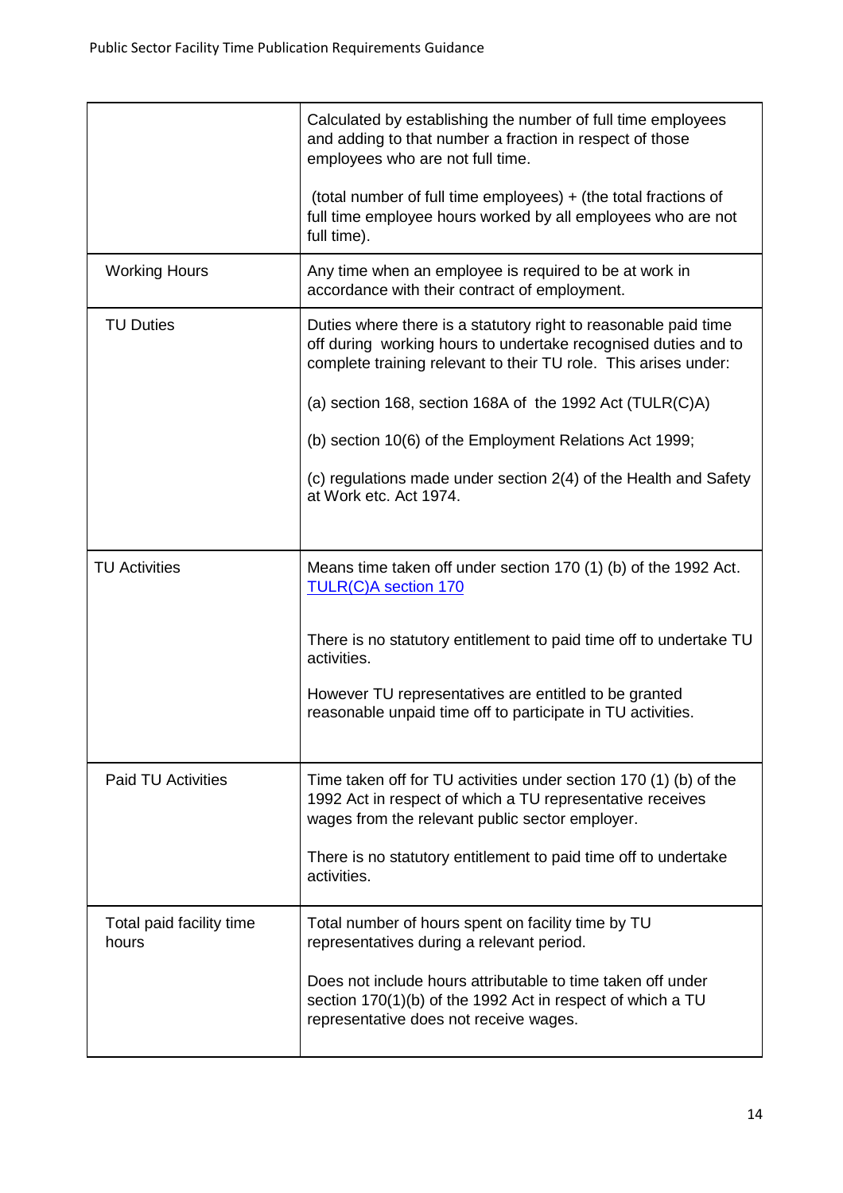| | |
|---|---|
| | Calculated by establishing the number of full time employees and adding to that number a fraction in respect of those employees who are not full time.<br><br>(total number of full time employees) + (the total fractions of full time employee hours worked by all employees who are not full time). |
| Working Hours | Any time when an employee is required to be at work in accordance with their contract of employment. |
| TU Duties | Duties where there is a statutory right to reasonable paid time off during working hours to undertake recognised duties and to complete training relevant to their TU role. This arises under:<br><br>(a) section 168, section 168A of the 1992 Act (TULR(C)A)<br><br>(b) section 10(6) of the Employment Relations Act 1999;<br><br>(c) regulations made under section 2(4) of the Health and Safety at Work etc. Act 1974. |
| TU Activities | Means time taken off under section 170 (1) (b) of the 1992 Act. [TULR(C)A section 170]<br><br>There is no statutory entitlement to paid time off to undertake TU activities.<br><br>However TU representatives are entitled to be granted reasonable unpaid time off to participate in TU activities. |
| Paid TU Activities | Time taken off for TU activities under section 170 (1) (b) of the 1992 Act in respect of which a TU representative receives wages from the relevant public sector employer.<br><br>There is no statutory entitlement to paid time off to undertake activities. |
| Total paid facility time hours | Total number of hours spent on facility time by TU representatives during a relevant period.<br><br>Does not include hours attributable to time taken off under section 170(1)(b) of the 1992 Act in respect of which a TU representative does not receive wages. |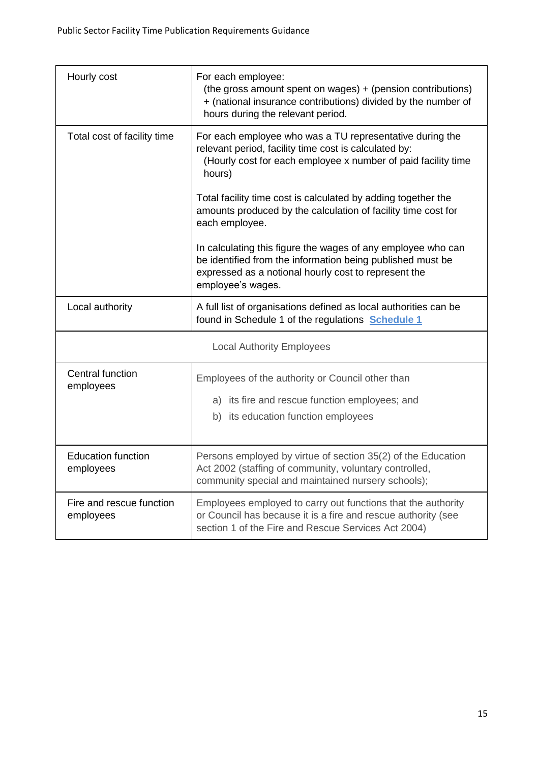| | |
|---|---|
| Hourly cost | For each employee:<br>(the gross amount spent on wages) + (pension contributions) + (national insurance contributions) divided by the number of hours during the relevant period. |
| Total cost of facility time | For each employee who was a TU representative during the relevant period, facility time cost is calculated by:<br>(Hourly cost for each employee x number of paid facility time hours)<br><br>Total facility time cost is calculated by adding together the amounts produced by the calculation of facility time cost for each employee.<br><br>In calculating this figure the wages of any employee who can be identified from the information being published must be expressed as a notional hourly cost to represent the employee's wages. |
| Local authority | A full list of organisations defined as local authorities can be found in Schedule 1 of the regulations **Schedule 1** |
| Local Authority Employees | |
| Central function employees | Employees of the authority or Council other than<br>a) its fire and rescue function employees; and<br>b) its education function employees |
| Education function employees | Persons employed by virtue of section 35(2) of the Education Act 2002 (staffing of community, voluntary controlled, community special and maintained nursery schools); |
| Fire and rescue function employees | Employees employed to carry out functions that the authority or Council has because it is a fire and rescue authority (see section 1 of the Fire and Rescue Services Act 2004) |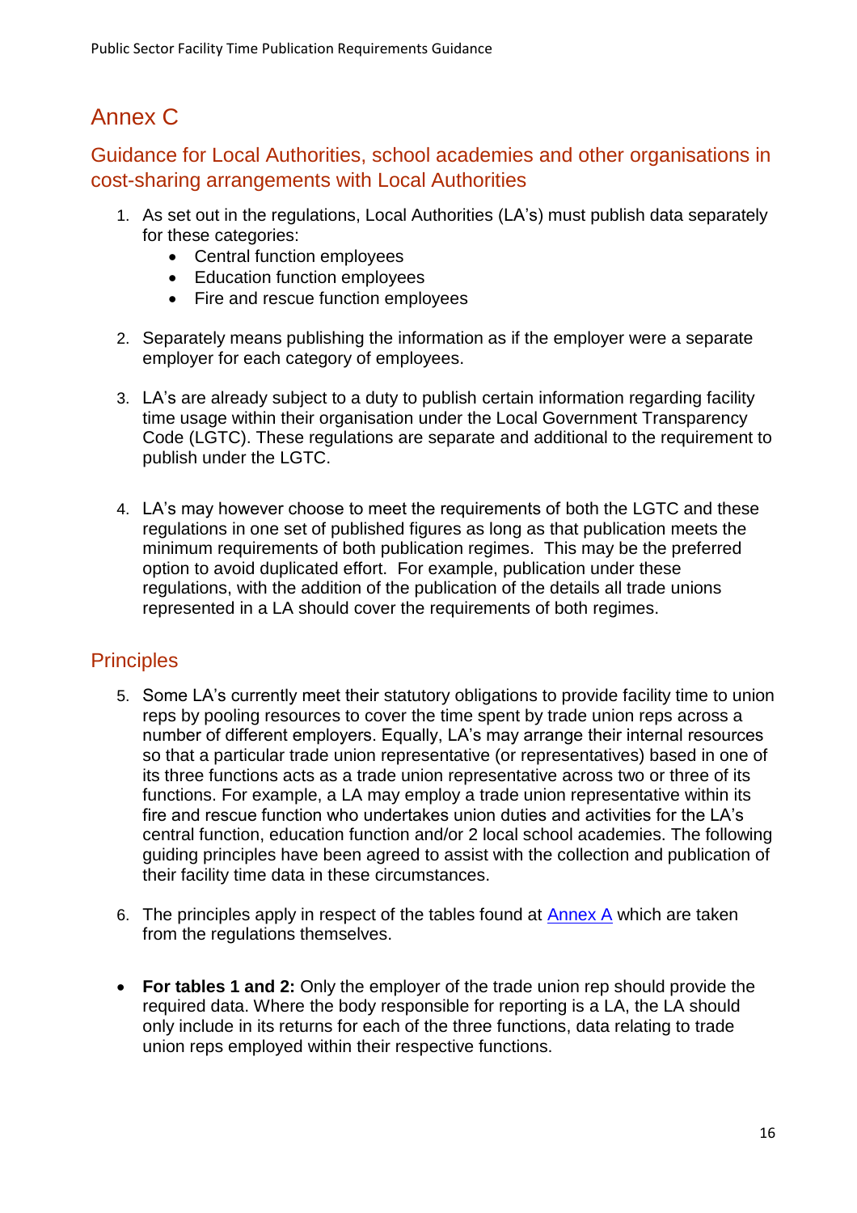# Annex C

## Guidance for Local Authorities, school academies and other organisations in cost-sharing arrangements with Local Authorities

1. As set out in the regulations, Local Authorities (LA's) must publish data separately for these categories:
   - Central function employees
   - Education function employees
   - Fire and rescue function employees

2. Separately means publishing the information as if the employer were a separate employer for each category of employees.

3. LA's are already subject to a duty to publish certain information regarding facility time usage within their organisation under the Local Government Transparency Code (LGTC). These regulations are separate and additional to the requirement to publish under the LGTC.

4. LA's may however choose to meet the requirements of both the LGTC and these regulations in one set of published figures as long as that publication meets the minimum requirements of both publication regimes. This may be the preferred option to avoid duplicated effort. For example, publication under these regulations, with the addition of the publication of the details all trade unions represented in a LA should cover the requirements of both regimes.

## Principles

5. Some LA's currently meet their statutory obligations to provide facility time to union reps by pooling resources to cover the time spent by trade union reps across a number of different employers. Equally, LA's may arrange their internal resources so that a particular trade union representative (or representatives) based in one of its three functions acts as a trade union representative across two or three of its functions. For example, a LA may employ a trade union representative within its fire and rescue function who undertakes union duties and activities for the LA's central function, education function and/or 2 local school academies. The following guiding principles have been agreed to assist with the collection and publication of their facility time data in these circumstances.

6. The principles apply in respect of the tables found at [Annex A](#) which are taken from the regulations themselves.

- **For tables 1 and 2:** Only the employer of the trade union rep should provide the required data. Where the body responsible for reporting is a LA, the LA should only include in its returns for each of the three functions, data relating to trade union reps employed within their respective functions.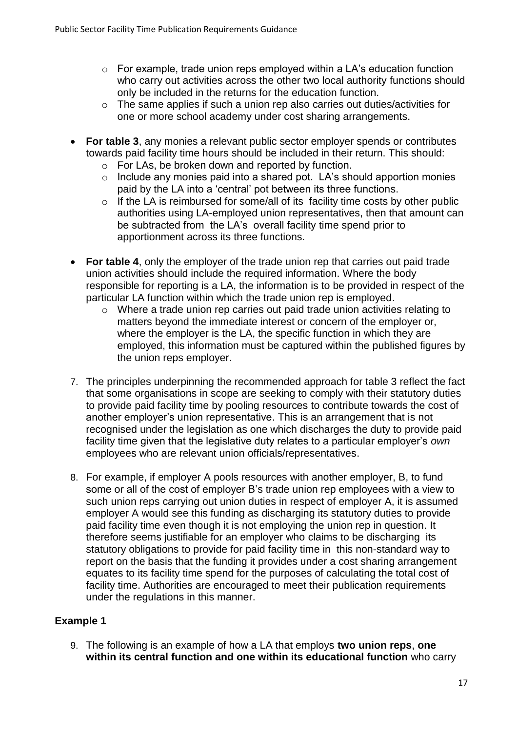- For example, trade union reps employed within a LA's education function who carry out activities across the other two local authority functions should only be included in the returns for the education function.
  - The same applies if such a union rep also carries out duties/activities for one or more school academy under cost sharing arrangements.

- **For table 3**, any monies a relevant public sector employer spends or contributes towards paid facility time hours should be included in their return. This should:
  - For LAs, be broken down and reported by function.
  - Include any monies paid into a shared pot. LA's should apportion monies paid by the LA into a 'central' pot between its three functions.
  - If the LA is reimbursed for some/all of its facility time costs by other public authorities using LA-employed union representatives, then that amount can be subtracted from the LA's overall facility time spend prior to apportionment across its three functions.

- **For table 4**, only the employer of the trade union rep that carries out paid trade union activities should include the required information. Where the body responsible for reporting is a LA, the information is to be provided in respect of the particular LA function within which the trade union rep is employed.
  - Where a trade union rep carries out paid trade union activities relating to matters beyond the immediate interest or concern of the employer or, where the employer is the LA, the specific function in which they are employed, this information must be captured within the published figures by the union reps employer.

7. The principles underpinning the recommended approach for table 3 reflect the fact that some organisations in scope are seeking to comply with their statutory duties to provide paid facility time by pooling resources to contribute towards the cost of another employer's union representative. This is an arrangement that is not recognised under the legislation as one which discharges the duty to provide paid facility time given that the legislative duty relates to a particular employer's *own* employees who are relevant union officials/representatives.

8. For example, if employer A pools resources with another employer, B, to fund some or all of the cost of employer B's trade union rep employees with a view to such union reps carrying out union duties in respect of employer A, it is assumed employer A would see this funding as discharging its statutory duties to provide paid facility time even though it is not employing the union rep in question. It therefore seems justifiable for an employer who claims to be discharging its statutory obligations to provide for paid facility time in this non-standard way to report on the basis that the funding it provides under a cost sharing arrangement equates to its facility time spend for the purposes of calculating the total cost of facility time. Authorities are encouraged to meet their publication requirements under the regulations in this manner.

### Example 1

9. The following is an example of how a LA that employs **two union reps**, **one within its central function and one within its educational function** who carry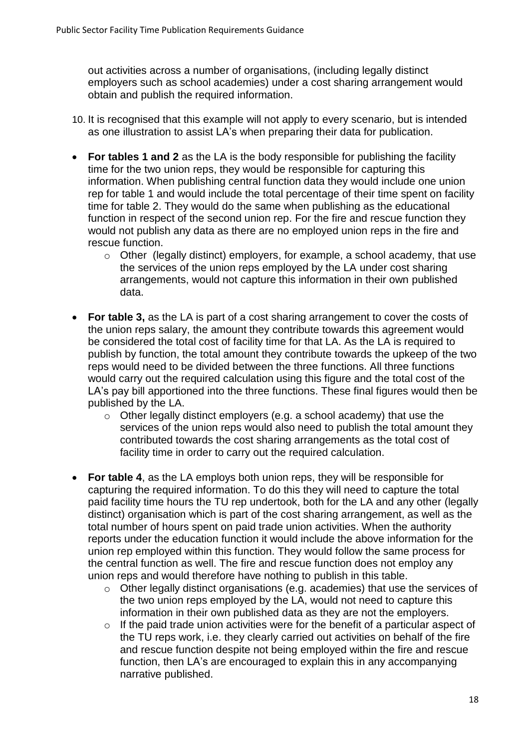out activities across a number of organisations, (including legally distinct employers such as school academies) under a cost sharing arrangement would obtain and publish the required information.

10. It is recognised that this example will not apply to every scenario, but is intended as one illustration to assist LA's when preparing their data for publication.

- **For tables 1 and 2** as the LA is the body responsible for publishing the facility time for the two union reps, they would be responsible for capturing this information. When publishing central function data they would include one union rep for table 1 and would include the total percentage of their time spent on facility time for table 2. They would do the same when publishing as the educational function in respect of the second union rep. For the fire and rescue function they would not publish any data as there are no employed union reps in the fire and rescue function.
  - Other (legally distinct) employers, for example, a school academy, that use the services of the union reps employed by the LA under cost sharing arrangements, would not capture this information in their own published data.
- **For table 3,** as the LA is part of a cost sharing arrangement to cover the costs of the union reps salary, the amount they contribute towards this agreement would be considered the total cost of facility time for that LA. As the LA is required to publish by function, the total amount they contribute towards the upkeep of the two reps would need to be divided between the three functions. All three functions would carry out the required calculation using this figure and the total cost of the LA's pay bill apportioned into the three functions. These final figures would then be published by the LA.
  - Other legally distinct employers (e.g. a school academy) that use the services of the union reps would also need to publish the total amount they contributed towards the cost sharing arrangements as the total cost of facility time in order to carry out the required calculation.
- **For table 4**, as the LA employs both union reps, they will be responsible for capturing the required information. To do this they will need to capture the total paid facility time hours the TU rep undertook, both for the LA and any other (legally distinct) organisation which is part of the cost sharing arrangement, as well as the total number of hours spent on paid trade union activities. When the authority reports under the education function it would include the above information for the union rep employed within this function. They would follow the same process for the central function as well. The fire and rescue function does not employ any union reps and would therefore have nothing to publish in this table.
  - Other legally distinct organisations (e.g. academies) that use the services of the two union reps employed by the LA, would not need to capture this information in their own published data as they are not the employers.
  - If the paid trade union activities were for the benefit of a particular aspect of the TU reps work, i.e. they clearly carried out activities on behalf of the fire and rescue function despite not being employed within the fire and rescue function, then LA's are encouraged to explain this in any accompanying narrative published.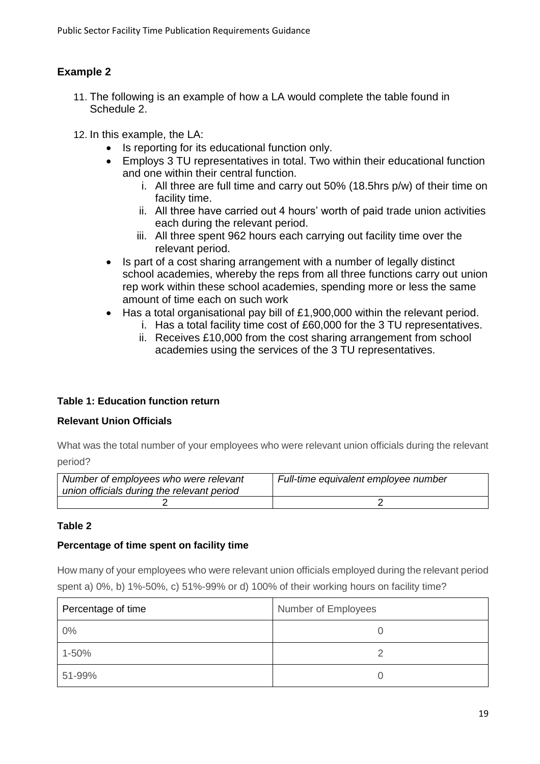## Example 2

11. The following is an example of how a LA would complete the table found in Schedule 2.

12. In this example, the LA:
    - Is reporting for its educational function only.
    - Employs 3 TU representatives in total. Two within their educational function and one within their central function.
        i. All three are full time and carry out 50% (18.5hrs p/w) of their time on facility time.
        ii. All three have carried out 4 hours' worth of paid trade union activities each during the relevant period.
        iii. All three spent 962 hours each carrying out facility time over the relevant period.
    - Is part of a cost sharing arrangement with a number of legally distinct school academies, whereby the reps from all three functions carry out union rep work within these school academies, spending more or less the same amount of time each on such work
    - Has a total organisational pay bill of £1,900,000 within the relevant period.
        i. Has a total facility time cost of £60,000 for the 3 TU representatives.
        ii. Receives £10,000 from the cost sharing arrangement from school academies using the services of the 3 TU representatives.

**Table 1: Education function return**

**Relevant Union Officials**

What was the total number of your employees who were relevant union officials during the relevant period?

| *Number of employees who were relevant union officials during the relevant period* | *Full-time equivalent employee number* |
|---|---|
| 2 | 2 |

**Table 2**

**Percentage of time spent on facility time**

How many of your employees who were relevant union officials employed during the relevant period spent a) 0%, b) 1%-50%, c) 51%-99% or d) 100% of their working hours on facility time?

| Percentage of time | Number of Employees |
|---|---|
| 0% | 0 |
| 1-50% | 2 |
| 51-99% | 0 |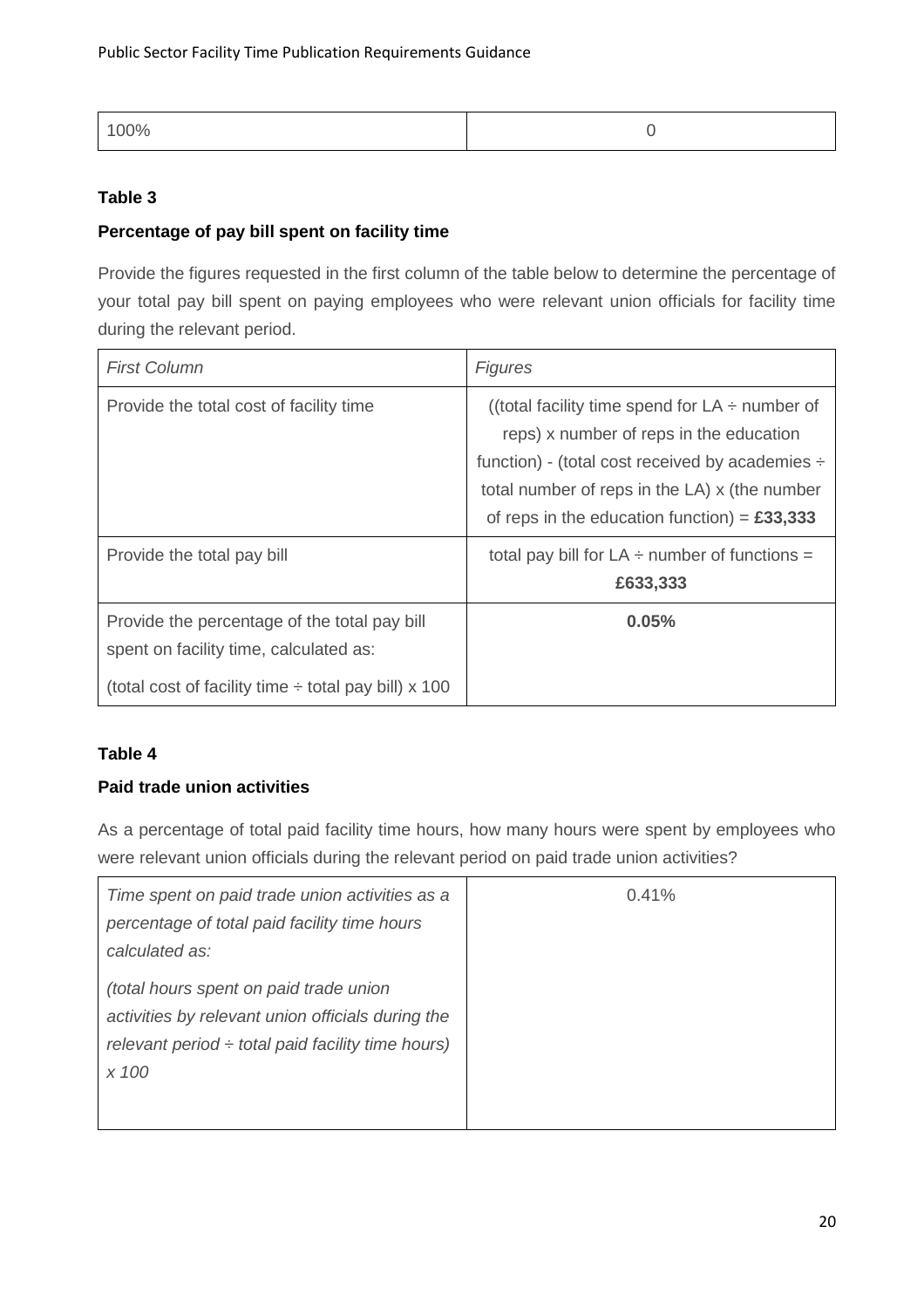| | |
|---|---|
| 100% | 0 |

**Table 3**

**Percentage of pay bill spent on facility time**

Provide the figures requested in the first column of the table below to determine the percentage of your total pay bill spent on paying employees who were relevant union officials for facility time during the relevant period.

| *First Column* | *Figures* |
|---|---|
| Provide the total cost of facility time | ((total facility time spend for LA ÷ number of reps) x number of reps in the education function) - (total cost received by academies ÷ total number of reps in the LA) x (the number of reps in the education function) = **£33,333** |
| Provide the total pay bill | total pay bill for LA ÷ number of functions = **£633,333** |
| Provide the percentage of the total pay bill spent on facility time, calculated as: (total cost of facility time ÷ total pay bill) x 100 | **0.05%** |

**Table 4**

**Paid trade union activities**

As a percentage of total paid facility time hours, how many hours were spent by employees who were relevant union officials during the relevant period on paid trade union activities?

| | |
|---|---|
| *Time spent on paid trade union activities as a percentage of total paid facility time hours calculated as:* *(total hours spent on paid trade union activities by relevant union officials during the relevant period ÷ total paid facility time hours) x 100* | 0.41% |